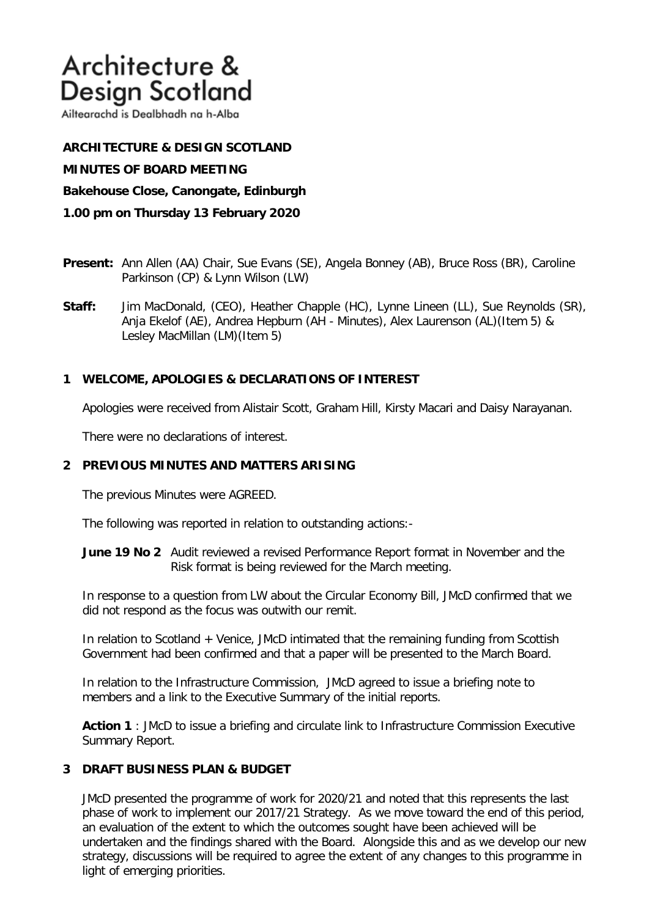# Architecture & Design Scotland

Ailtearachd is Dealbhadh na h-Alba

**ARCHITECTURE & DESIGN SCOTLAND**

**MINUTES OF BOARD MEETING**

**Bakehouse Close, Canongate, Edinburgh**

**1.00 pm on Thursday 13 February 2020**

**Present:** Ann Allen (AA) Chair, Sue Evans (SE), Angela Bonney (AB), Bruce Ross (BR), Caroline Parkinson (CP) & Lynn Wilson (LW)

**Staff:** Jim MacDonald, (CEO), Heather Chapple (HC), Lynne Lineen (LL), Sue Reynolds (SR), Anja Ekelof (AE), Andrea Hepburn (AH - Minutes), Alex Laurenson (AL)(Item 5) & Lesley MacMillan (LM)(Item 5)

## 1 WELCOME, APOLOGIES & DECLARATIONS OF INTEREST

Apologies were received from Alistair Scott, Graham Hill, Kirsty Macari and Daisy Narayanan.

There were no declarations of interest.

## 2 PREVIOUS MINUTES AND MATTERS ARISING

The previous Minutes were AGREED.

The following was reported in relation to outstanding actions:-

**June 19 No 2** Audit reviewed a revised Performance Report format in November and the Risk format is being reviewed for the March meeting.

In response to a question from LW about the Circular Economy Bill, JMcD confirmed that we did not respond as the focus was outwith our remit.

In relation to Scotland + Venice, JMcD intimated that the remaining funding from Scottish Government had been confirmed and that a paper will be presented to the March Board.

In relation to the Infrastructure Commission, JMcD agreed to issue a briefing note to members and a link to the Executive Summary of the initial reports.

**Action 1** : JMcD to issue a briefing and circulate link to Infrastructure Commission Executive Summary Report.

## 3 DRAFT BUSINESS PLAN & BUDGET

JMcD presented the programme of work for 2020/21 and noted that this represents the last phase of work to implement our 2017/21 Strategy. As we move toward the end of this period, an evaluation of the extent to which the outcomes sought have been achieved will be undertaken and the findings shared with the Board. Alongside this and as we develop our new strategy, discussions will be required to agree the extent of any changes to this programme in light of emerging priorities.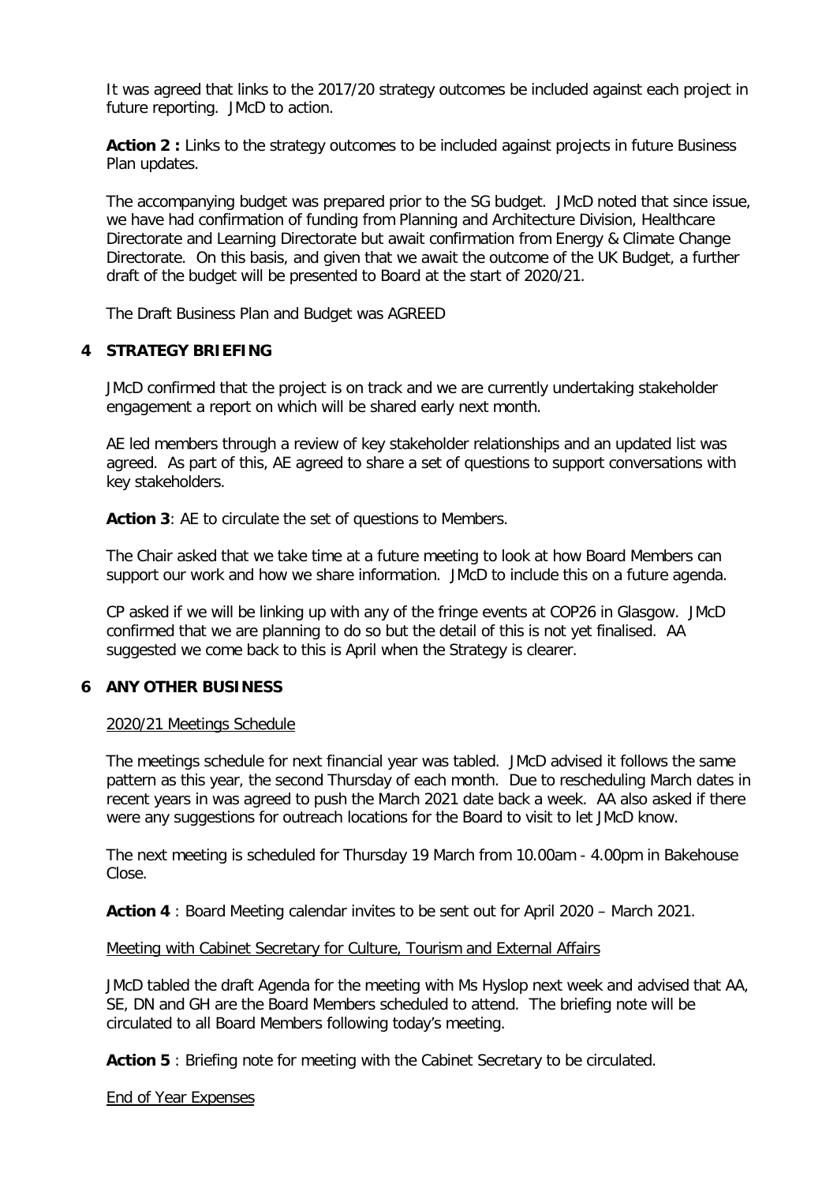It was agreed that links to the 2017/20 strategy outcomes be included against each project in future reporting. JMcD to action.

**Action 2 :** Links to the strategy outcomes to be included against projects in future Business Plan updates.

The accompanying budget was prepared prior to the SG budget. JMcD noted that since issue, we have had confirmation of funding from Planning and Architecture Division, Healthcare Directorate and Learning Directorate but await confirmation from Energy & Climate Change Directorate. On this basis, and given that we await the outcome of the UK Budget, a further draft of the budget will be presented to Board at the start of 2020/21.

The Draft Business Plan and Budget was AGREED

## 4 STRATEGY BRIEFING

JMcD confirmed that the project is on track and we are currently undertaking stakeholder engagement a report on which will be shared early next month.

AE led members through a review of key stakeholder relationships and an updated list was agreed. As part of this, AE agreed to share a set of questions to support conversations with key stakeholders.

**Action 3**: AE to circulate the set of questions to Members.

The Chair asked that we take time at a future meeting to look at how Board Members can support our work and how we share information. JMcD to include this on a future agenda.

CP asked if we will be linking up with any of the fringe events at COP26 in Glasgow. JMcD confirmed that we are planning to do so but the detail of this is not yet finalised. AA suggested we come back to this is April when the Strategy is clearer.

## 6 ANY OTHER BUSINESS

<u>2020/21 Meetings Schedule</u>

The meetings schedule for next financial year was tabled. JMcD advised it follows the same pattern as this year, the second Thursday of each month. Due to rescheduling March dates in recent years in was agreed to push the March 2021 date back a week. AA also asked if there were any suggestions for outreach locations for the Board to visit to let JMcD know.

The next meeting is scheduled for Thursday 19 March from 10.00am - 4.00pm in Bakehouse Close.

**Action 4** : Board Meeting calendar invites to be sent out for April 2020 – March 2021.

<u>Meeting with Cabinet Secretary for Culture, Tourism and External Affairs</u>

JMcD tabled the draft Agenda for the meeting with Ms Hyslop next week and advised that AA, SE, DN and GH are the Board Members scheduled to attend. The briefing note will be circulated to all Board Members following today's meeting.

**Action 5** : Briefing note for meeting with the Cabinet Secretary to be circulated.

<u>End of Year Expenses</u>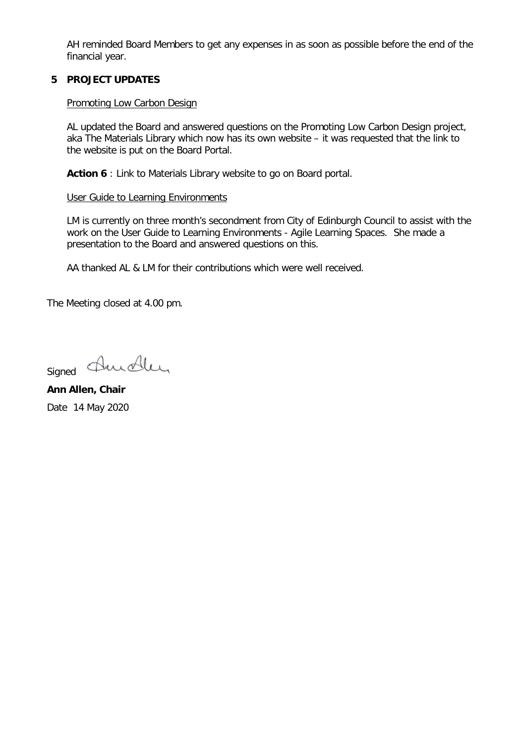AH reminded Board Members to get any expenses in as soon as possible before the end of the financial year.

## 5 PROJECT UPDATES

Promoting Low Carbon Design

AL updated the Board and answered questions on the Promoting Low Carbon Design project, aka The Materials Library which now has its own website – it was requested that the link to the website is put on the Board Portal.

**Action 6** : Link to Materials Library website to go on Board portal.

User Guide to Learning Environments

LM is currently on three month's secondment from City of Edinburgh Council to assist with the work on the User Guide to Learning Environments - Agile Learning Spaces. She made a presentation to the Board and answered questions on this.

AA thanked AL & LM for their contributions which were well received.

The Meeting closed at 4.00 pm.

Signed

**Ann Allen, Chair**

Date 14 May 2020